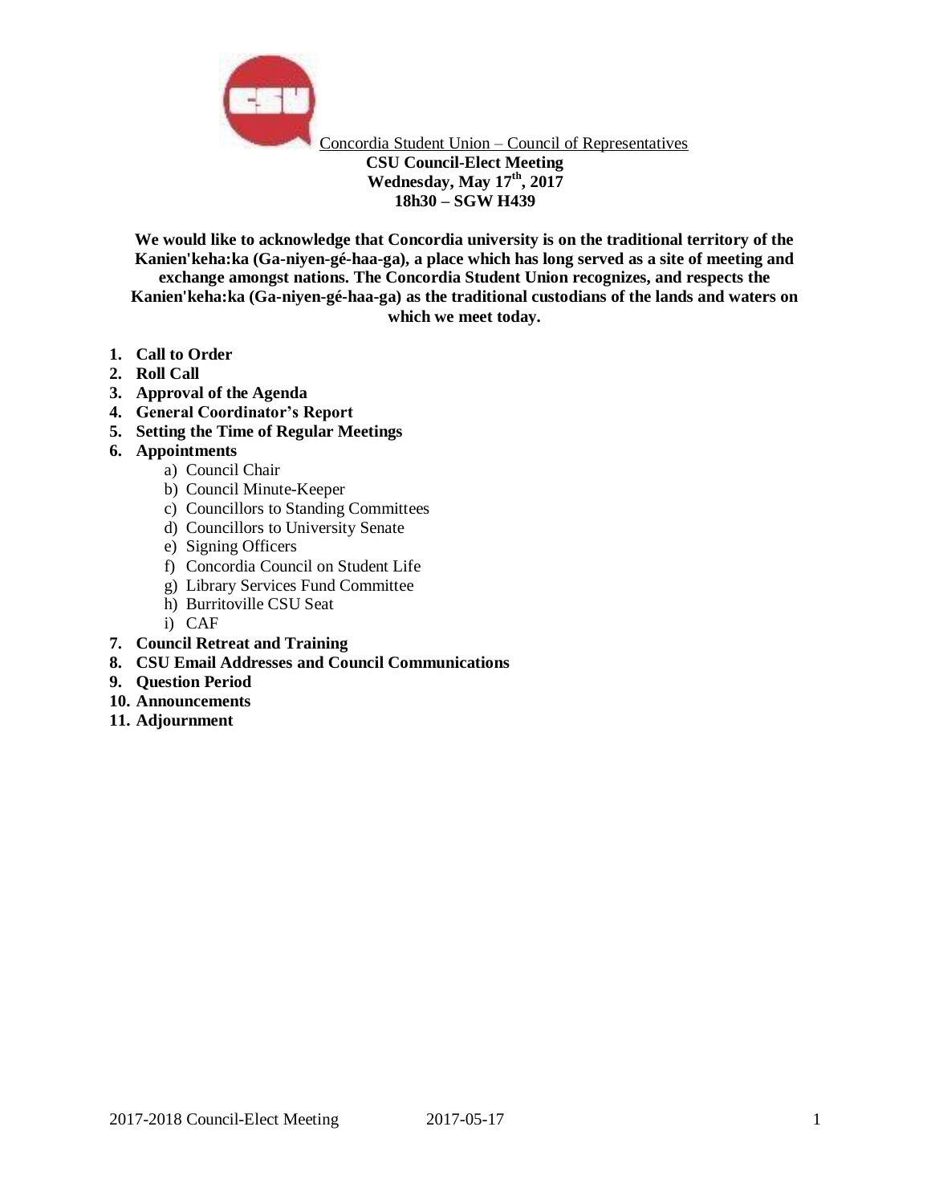Concordia Student Union – Council of Representatives

**CSU Council-Elect Meeting**
**Wednesday, May 17th, 2017**
**18h30 – SGW H439**

**We would like to acknowledge that Concordia university is on the traditional territory of the Kanien'keha:ka (Ga-niyen-gé-haa-ga), a place which has long served as a site of meeting and exchange amongst nations. The Concordia Student Union recognizes, and respects the Kanien'keha:ka (Ga-niyen-gé-haa-ga) as the traditional custodians of the lands and waters on which we meet today.**

1. **Call to Order**
2. **Roll Call**
3. **Approval of the Agenda**
4. **General Coordinator's Report**
5. **Setting the Time of Regular Meetings**
6. **Appointments**
   a) Council Chair
   b) Council Minute-Keeper
   c) Councillors to Standing Committees
   d) Councillors to University Senate
   e) Signing Officers
   f) Concordia Council on Student Life
   g) Library Services Fund Committee
   h) Burritoville CSU Seat
   i) CAF
7. **Council Retreat and Training**
8. **CSU Email Addresses and Council Communications**
9. **Question Period**
10. **Announcements**
11. **Adjournment**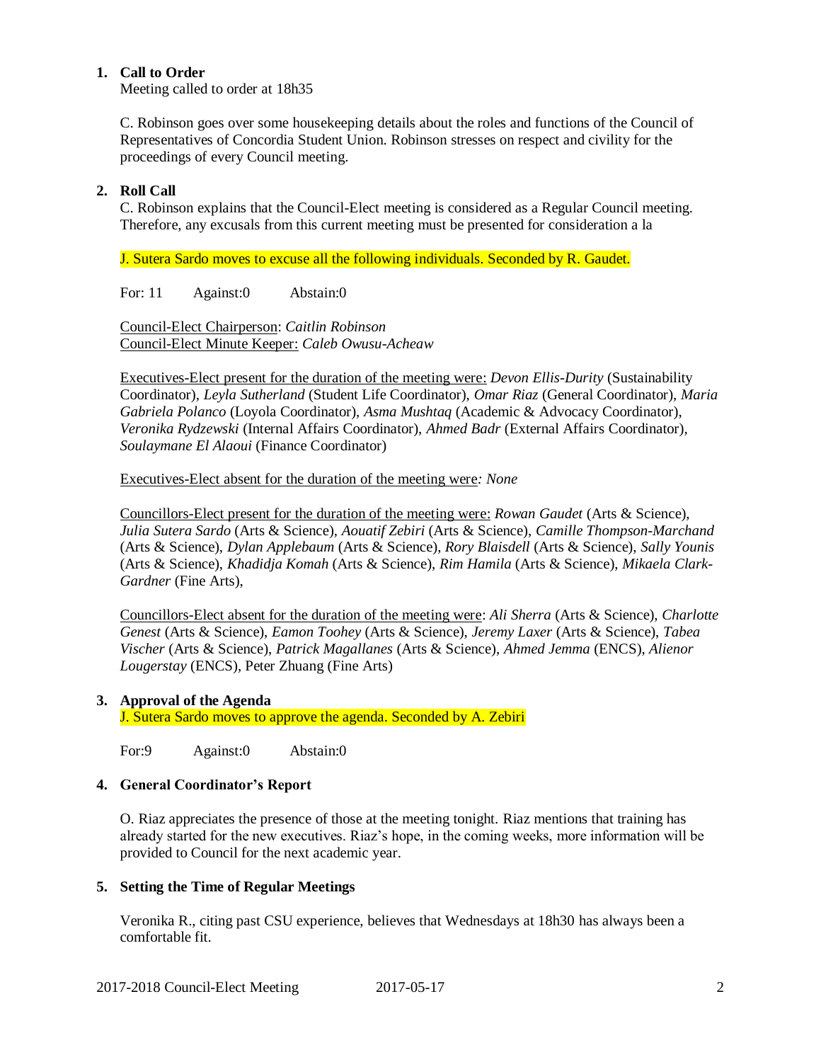1. **Call to Order**

   Meeting called to order at 18h35

   C. Robinson goes over some housekeeping details about the roles and functions of the Council of Representatives of Concordia Student Union. Robinson stresses on respect and civility for the proceedings of every Council meeting.

2. **Roll Call**

   C. Robinson explains that the Council-Elect meeting is considered as a Regular Council meeting. Therefore, any excusals from this current meeting must be presented for consideration a la

   J. Sutera Sardo moves to excuse all the following individuals. Seconded by R. Gaudet.

   For: 11 Against:0 Abstain:0

   Council-Elect Chairperson: *Caitlin Robinson*
   Council-Elect Minute Keeper: *Caleb Owusu-Acheaw*

   Executives-Elect present for the duration of the meeting were: *Devon Ellis-Durity* (Sustainability Coordinator), *Leyla Sutherland* (Student Life Coordinator), *Omar Riaz* (General Coordinator), *Maria Gabriela Polanco* (Loyola Coordinator), *Asma Mushtaq* (Academic & Advocacy Coordinator), *Veronika Rydzewski* (Internal Affairs Coordinator), *Ahmed Badr* (External Affairs Coordinator), *Soulaymane El Alaoui* (Finance Coordinator)

   Executives-Elect absent for the duration of the meeting were*: None*

   Councillors-Elect present for the duration of the meeting were: *Rowan Gaudet* (Arts & Science), *Julia Sutera Sardo* (Arts & Science), *Aouatif Zebiri* (Arts & Science), *Camille Thompson-Marchand* (Arts & Science), *Dylan Applebaum* (Arts & Science), *Rory Blaisdell* (Arts & Science), *Sally Younis* (Arts & Science), *Khadidja Komah* (Arts & Science), *Rim Hamila* (Arts & Science), *Mikaela Clark-Gardner* (Fine Arts),

   Councillors-Elect absent for the duration of the meeting were: *Ali Sherra* (Arts & Science), *Charlotte Genest* (Arts & Science), *Eamon Toohey* (Arts & Science), *Jeremy Laxer* (Arts & Science), *Tabea Vischer* (Arts & Science), *Patrick Magallanes* (Arts & Science), *Ahmed Jemma* (ENCS), *Alienor Lougerstay* (ENCS), Peter Zhuang (Fine Arts)

3. **Approval of the Agenda**

   J. Sutera Sardo moves to approve the agenda. Seconded by A. Zebiri

   For:9 Against:0 Abstain:0

4. **General Coordinator's Report**

   O. Riaz appreciates the presence of those at the meeting tonight. Riaz mentions that training has already started for the new executives. Riaz's hope, in the coming weeks, more information will be provided to Council for the next academic year.

5. **Setting the Time of Regular Meetings**

   Veronika R., citing past CSU experience, believes that Wednesdays at 18h30 has always been a comfortable fit.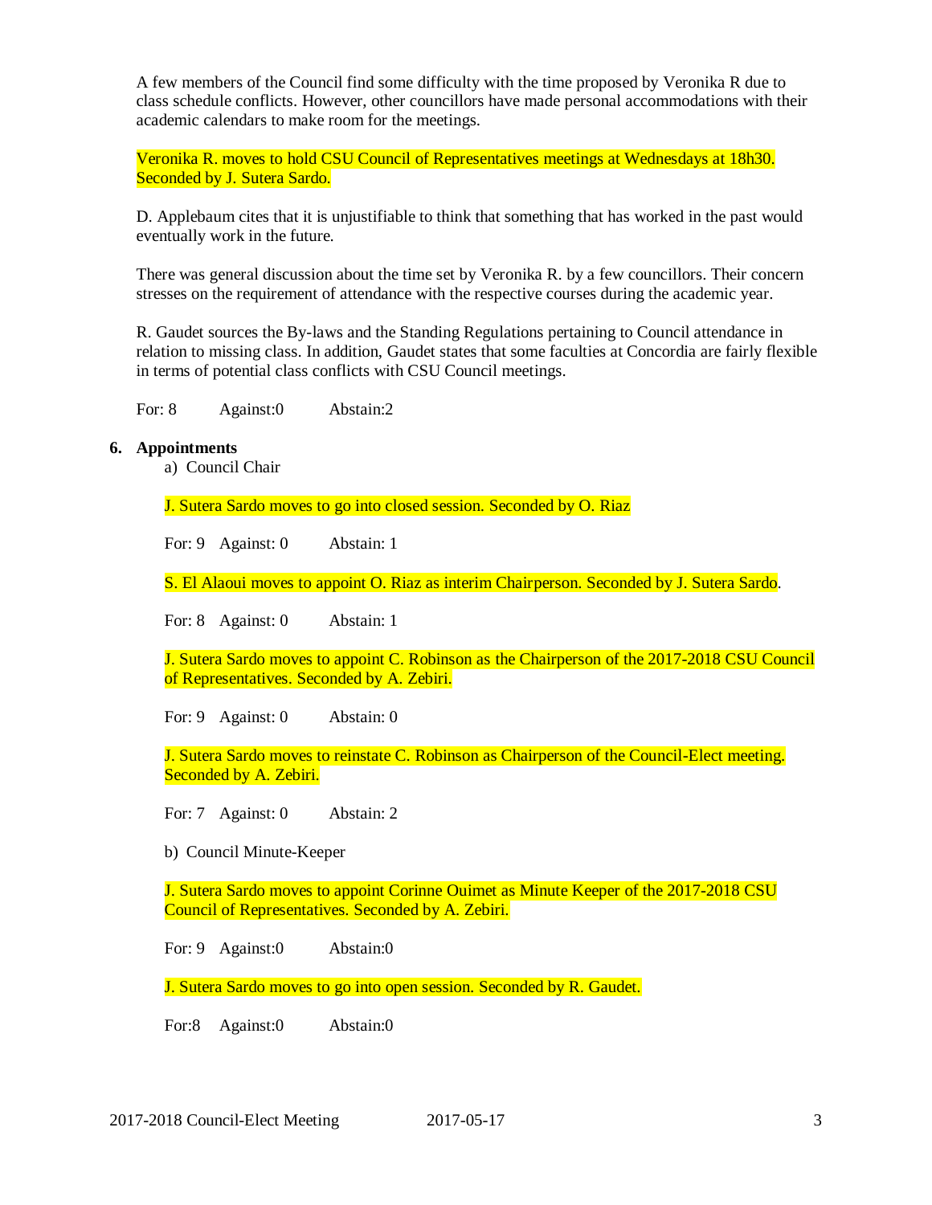A few members of the Council find some difficulty with the time proposed by Veronika R due to class schedule conflicts. However, other councillors have made personal accommodations with their academic calendars to make room for the meetings.

Veronika R. moves to hold CSU Council of Representatives meetings at Wednesdays at 18h30. Seconded by J. Sutera Sardo.

D. Applebaum cites that it is unjustifiable to think that something that has worked in the past would eventually work in the future.

There was general discussion about the time set by Veronika R. by a few councillors. Their concern stresses on the requirement of attendance with the respective courses during the academic year.

R. Gaudet sources the By-laws and the Standing Regulations pertaining to Council attendance in relation to missing class. In addition, Gaudet states that some faculties at Concordia are fairly flexible in terms of potential class conflicts with CSU Council meetings.

For: 8    Against:0    Abstain:2

**6. Appointments**

a) Council Chair

J. Sutera Sardo moves to go into closed session. Seconded by O. Riaz

For: 9    Against: 0    Abstain: 1

S. El Alaoui moves to appoint O. Riaz as interim Chairperson. Seconded by J. Sutera Sardo.

For: 8    Against: 0    Abstain: 1

J. Sutera Sardo moves to appoint C. Robinson as the Chairperson of the 2017-2018 CSU Council of Representatives. Seconded by A. Zebiri.

For: 9    Against: 0    Abstain: 0

J. Sutera Sardo moves to reinstate C. Robinson as Chairperson of the Council-Elect meeting. Seconded by A. Zebiri.

For: 7    Against: 0    Abstain: 2

b) Council Minute-Keeper

J. Sutera Sardo moves to appoint Corinne Ouimet as Minute Keeper of the 2017-2018 CSU Council of Representatives. Seconded by A. Zebiri.

For: 9    Against:0    Abstain:0

J. Sutera Sardo moves to go into open session. Seconded by R. Gaudet.

For:8    Against:0    Abstain:0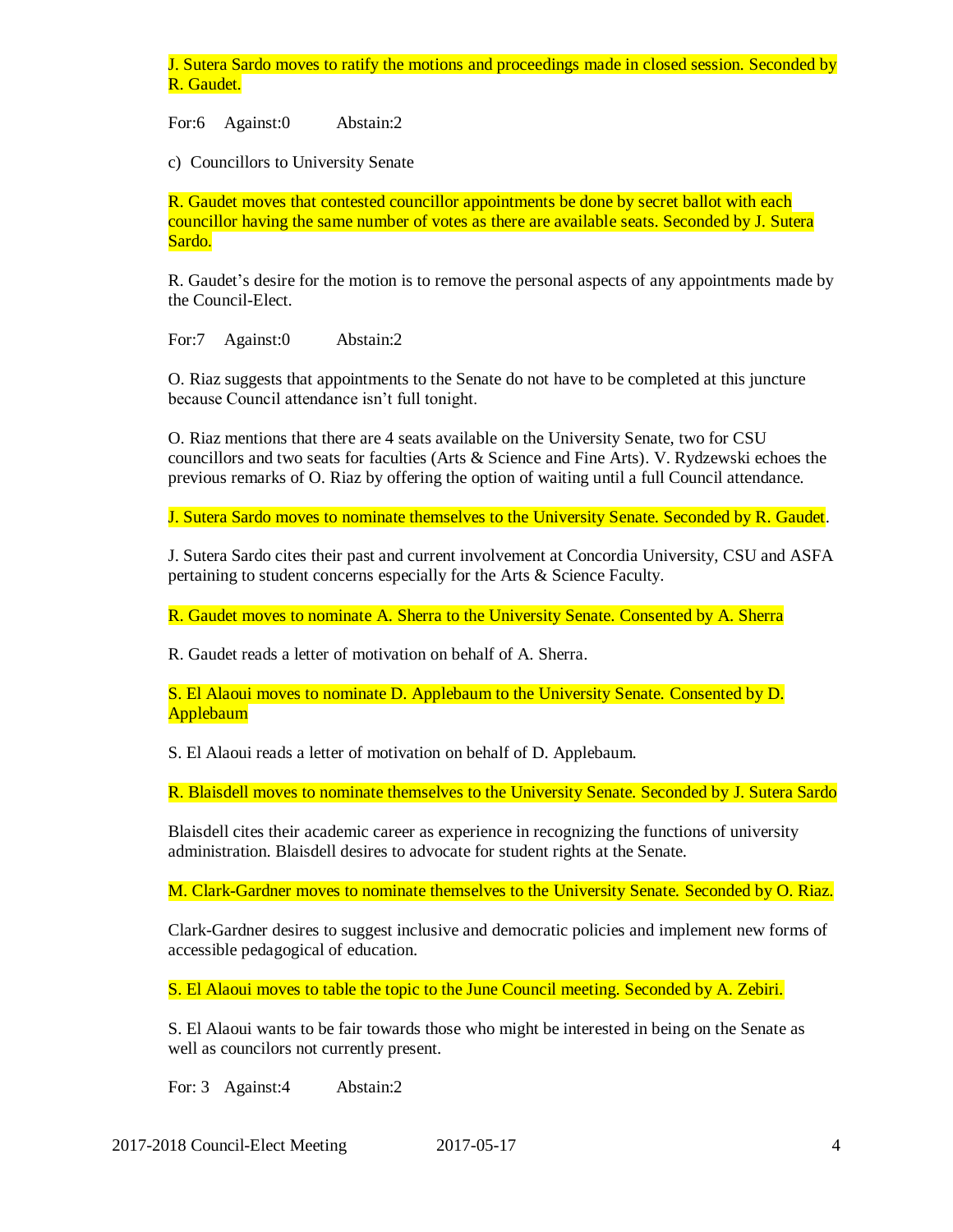J. Sutera Sardo moves to ratify the motions and proceedings made in closed session. Seconded by R. Gaudet.

For:6 Against:0 Abstain:2

c) Councillors to University Senate

R. Gaudet moves that contested councillor appointments be done by secret ballot with each councillor having the same number of votes as there are available seats. Seconded by J. Sutera Sardo.

R. Gaudet's desire for the motion is to remove the personal aspects of any appointments made by the Council-Elect.

For:7 Against:0 Abstain:2

O. Riaz suggests that appointments to the Senate do not have to be completed at this juncture because Council attendance isn't full tonight.

O. Riaz mentions that there are 4 seats available on the University Senate, two for CSU councillors and two seats for faculties (Arts & Science and Fine Arts). V. Rydzewski echoes the previous remarks of O. Riaz by offering the option of waiting until a full Council attendance.

J. Sutera Sardo moves to nominate themselves to the University Senate. Seconded by R. Gaudet.

J. Sutera Sardo cites their past and current involvement at Concordia University, CSU and ASFA pertaining to student concerns especially for the Arts & Science Faculty.

R. Gaudet moves to nominate A. Sherra to the University Senate. Consented by A. Sherra

R. Gaudet reads a letter of motivation on behalf of A. Sherra.

S. El Alaoui moves to nominate D. Applebaum to the University Senate. Consented by D. Applebaum

S. El Alaoui reads a letter of motivation on behalf of D. Applebaum.

R. Blaisdell moves to nominate themselves to the University Senate. Seconded by J. Sutera Sardo

Blaisdell cites their academic career as experience in recognizing the functions of university administration. Blaisdell desires to advocate for student rights at the Senate.

M. Clark-Gardner moves to nominate themselves to the University Senate. Seconded by O. Riaz.

Clark-Gardner desires to suggest inclusive and democratic policies and implement new forms of accessible pedagogical of education.

S. El Alaoui moves to table the topic to the June Council meeting. Seconded by A. Zebiri.

S. El Alaoui wants to be fair towards those who might be interested in being on the Senate as well as councilors not currently present.

For: 3 Against:4 Abstain:2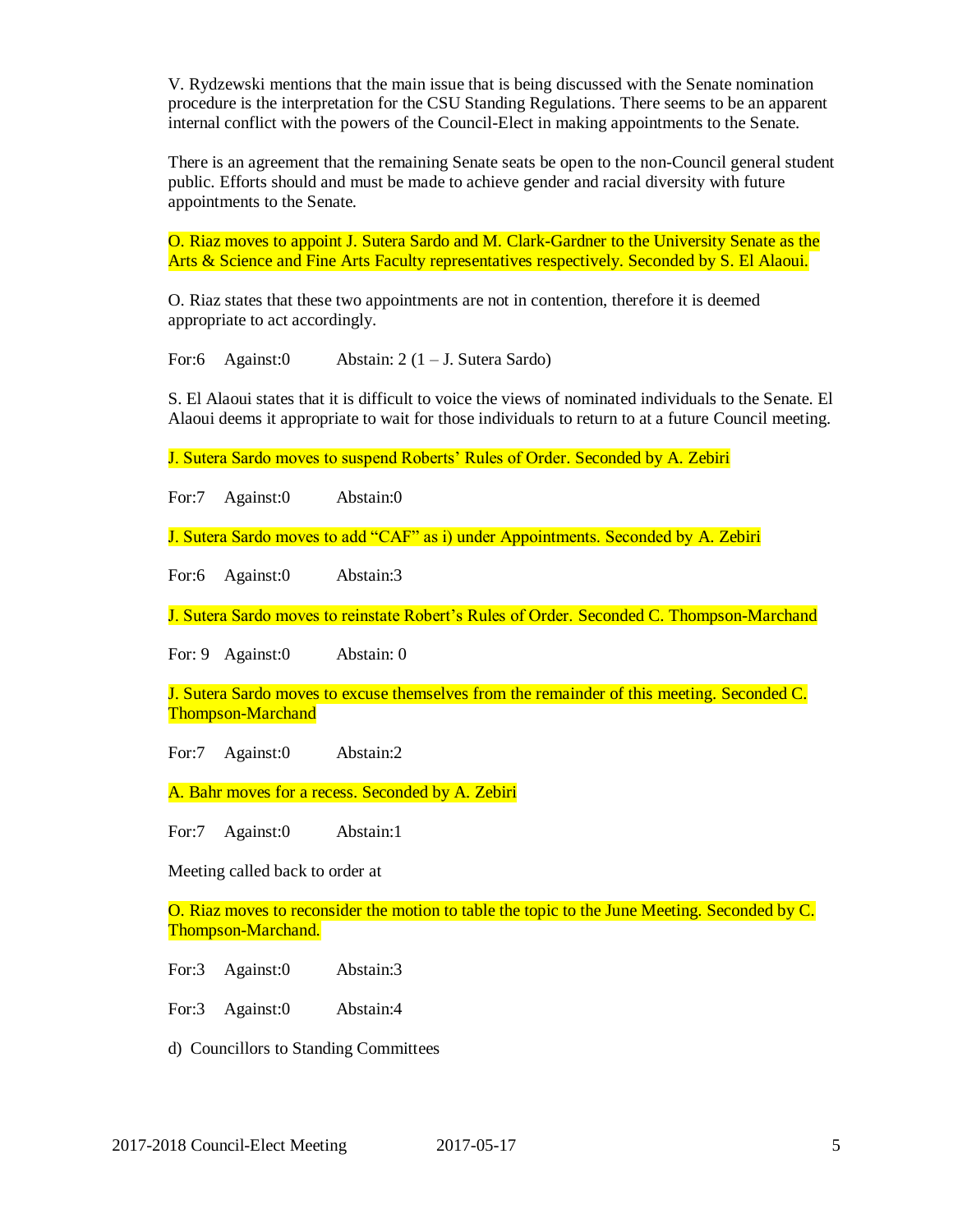V. Rydzewski mentions that the main issue that is being discussed with the Senate nomination procedure is the interpretation for the CSU Standing Regulations. There seems to be an apparent internal conflict with the powers of the Council-Elect in making appointments to the Senate.

There is an agreement that the remaining Senate seats be open to the non-Council general student public. Efforts should and must be made to achieve gender and racial diversity with future appointments to the Senate.

O. Riaz moves to appoint J. Sutera Sardo and M. Clark-Gardner to the University Senate as the Arts & Science and Fine Arts Faculty representatives respectively. Seconded by S. El Alaoui.

O. Riaz states that these two appointments are not in contention, therefore it is deemed appropriate to act accordingly.

For:6 Against:0 Abstain: 2 (1 – J. Sutera Sardo)

S. El Alaoui states that it is difficult to voice the views of nominated individuals to the Senate. El Alaoui deems it appropriate to wait for those individuals to return to at a future Council meeting.

J. Sutera Sardo moves to suspend Roberts' Rules of Order. Seconded by A. Zebiri

For:7 Against:0 Abstain:0

J. Sutera Sardo moves to add "CAF" as i) under Appointments. Seconded by A. Zebiri

For:6 Against:0 Abstain:3

J. Sutera Sardo moves to reinstate Robert's Rules of Order. Seconded C. Thompson-Marchand

For: 9 Against:0 Abstain: 0

J. Sutera Sardo moves to excuse themselves from the remainder of this meeting. Seconded C. Thompson-Marchand

For:7 Against:0 Abstain:2

A. Bahr moves for a recess. Seconded by A. Zebiri

For:7 Against:0 Abstain:1

Meeting called back to order at

O. Riaz moves to reconsider the motion to table the topic to the June Meeting. Seconded by C. Thompson-Marchand.

For:3 Against:0 Abstain:3

For:3 Against:0 Abstain:4

d) Councillors to Standing Committees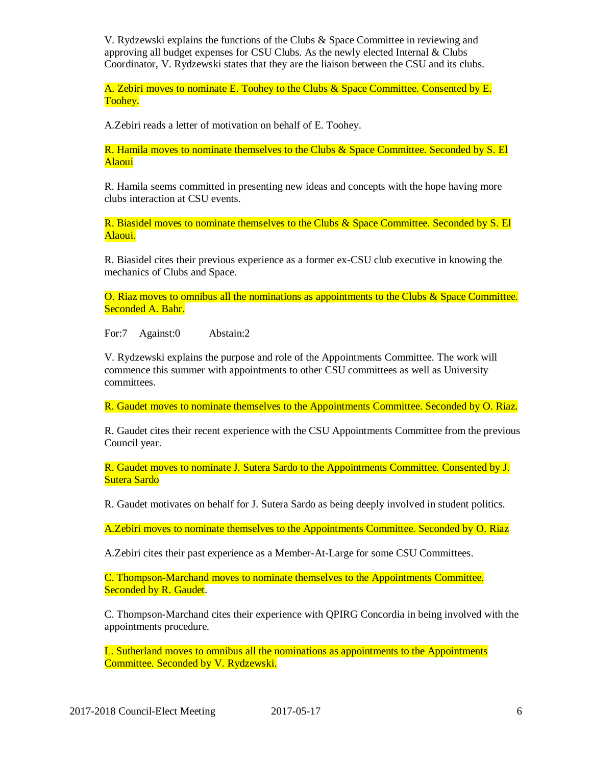V. Rydzewski explains the functions of the Clubs & Space Committee in reviewing and approving all budget expenses for CSU Clubs. As the newly elected Internal & Clubs Coordinator, V. Rydzewski states that they are the liaison between the CSU and its clubs.

A. Zebiri moves to nominate E. Toohey to the Clubs & Space Committee. Consented by E. Toohey.

A.Zebiri reads a letter of motivation on behalf of E. Toohey.

R. Hamila moves to nominate themselves to the Clubs & Space Committee. Seconded by S. El Alaoui

R. Hamila seems committed in presenting new ideas and concepts with the hope having more clubs interaction at CSU events.

R. Biasidel moves to nominate themselves to the Clubs & Space Committee. Seconded by S. El Alaoui.

R. Biasidel cites their previous experience as a former ex-CSU club executive in knowing the mechanics of Clubs and Space.

O. Riaz moves to omnibus all the nominations as appointments to the Clubs & Space Committee. Seconded A. Bahr.

For:7 Against:0 Abstain:2

V. Rydzewski explains the purpose and role of the Appointments Committee. The work will commence this summer with appointments to other CSU committees as well as University committees.

R. Gaudet moves to nominate themselves to the Appointments Committee. Seconded by O. Riaz.

R. Gaudet cites their recent experience with the CSU Appointments Committee from the previous Council year.

R. Gaudet moves to nominate J. Sutera Sardo to the Appointments Committee. Consented by J. Sutera Sardo

R. Gaudet motivates on behalf for J. Sutera Sardo as being deeply involved in student politics.

A.Zebiri moves to nominate themselves to the Appointments Committee. Seconded by O. Riaz

A.Zebiri cites their past experience as a Member-At-Large for some CSU Committees.

C. Thompson-Marchand moves to nominate themselves to the Appointments Committee. Seconded by R. Gaudet.

C. Thompson-Marchand cites their experience with QPIRG Concordia in being involved with the appointments procedure.

L. Sutherland moves to omnibus all the nominations as appointments to the Appointments Committee. Seconded by V. Rydzewski.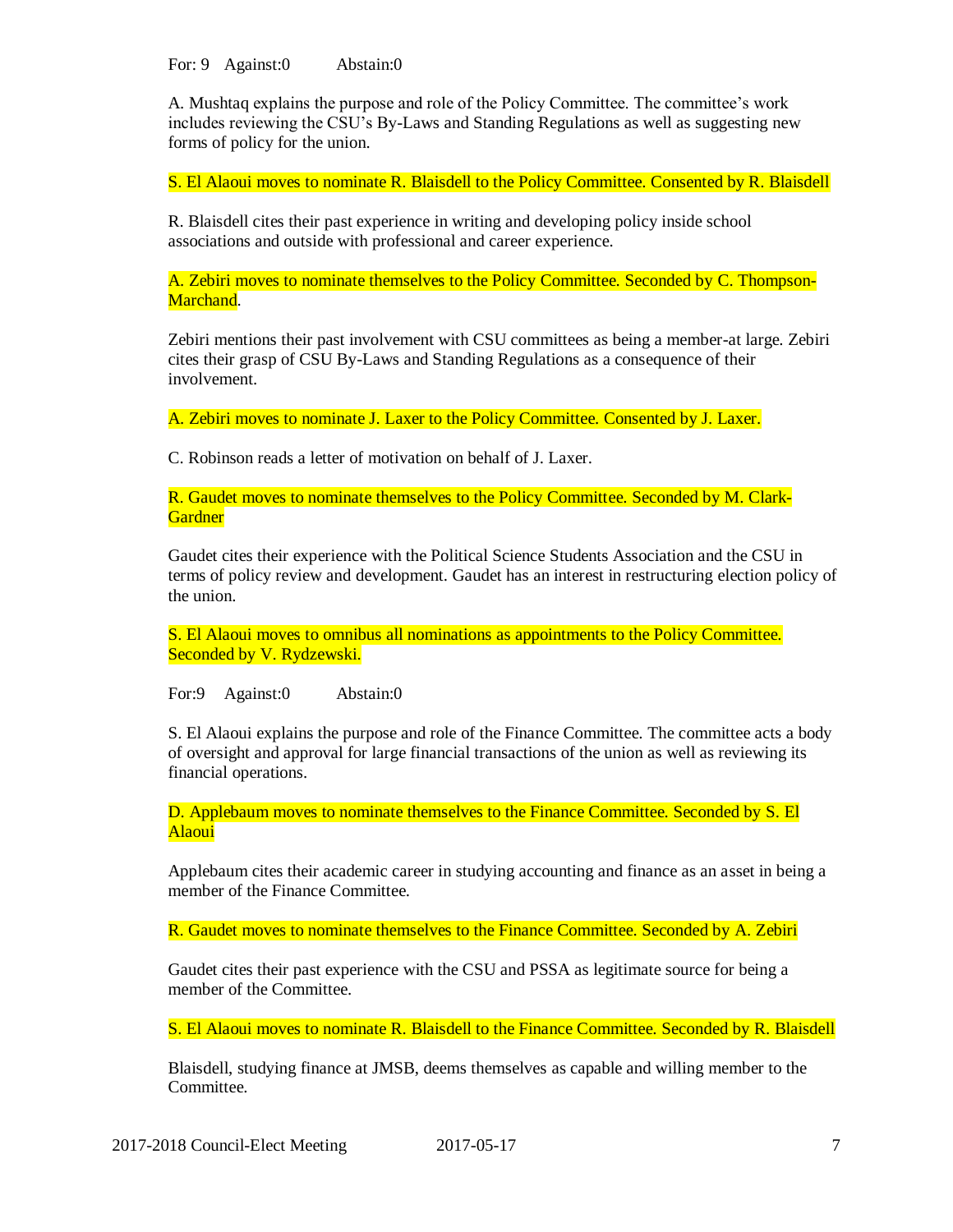For: 9 Against:0 Abstain:0

A. Mushtaq explains the purpose and role of the Policy Committee. The committee's work includes reviewing the CSU's By-Laws and Standing Regulations as well as suggesting new forms of policy for the union.

S. El Alaoui moves to nominate R. Blaisdell to the Policy Committee. Consented by R. Blaisdell

R. Blaisdell cites their past experience in writing and developing policy inside school associations and outside with professional and career experience.

A. Zebiri moves to nominate themselves to the Policy Committee. Seconded by C. Thompson-Marchand.

Zebiri mentions their past involvement with CSU committees as being a member-at large. Zebiri cites their grasp of CSU By-Laws and Standing Regulations as a consequence of their involvement.

A. Zebiri moves to nominate J. Laxer to the Policy Committee. Consented by J. Laxer.

C. Robinson reads a letter of motivation on behalf of J. Laxer.

R. Gaudet moves to nominate themselves to the Policy Committee. Seconded by M. Clark-Gardner

Gaudet cites their experience with the Political Science Students Association and the CSU in terms of policy review and development. Gaudet has an interest in restructuring election policy of the union.

S. El Alaoui moves to omnibus all nominations as appointments to the Policy Committee. Seconded by V. Rydzewski.

For:9 Against:0 Abstain:0

S. El Alaoui explains the purpose and role of the Finance Committee. The committee acts a body of oversight and approval for large financial transactions of the union as well as reviewing its financial operations.

D. Applebaum moves to nominate themselves to the Finance Committee. Seconded by S. El Alaoui

Applebaum cites their academic career in studying accounting and finance as an asset in being a member of the Finance Committee.

R. Gaudet moves to nominate themselves to the Finance Committee. Seconded by A. Zebiri

Gaudet cites their past experience with the CSU and PSSA as legitimate source for being a member of the Committee.

S. El Alaoui moves to nominate R. Blaisdell to the Finance Committee. Seconded by R. Blaisdell

Blaisdell, studying finance at JMSB, deems themselves as capable and willing member to the Committee.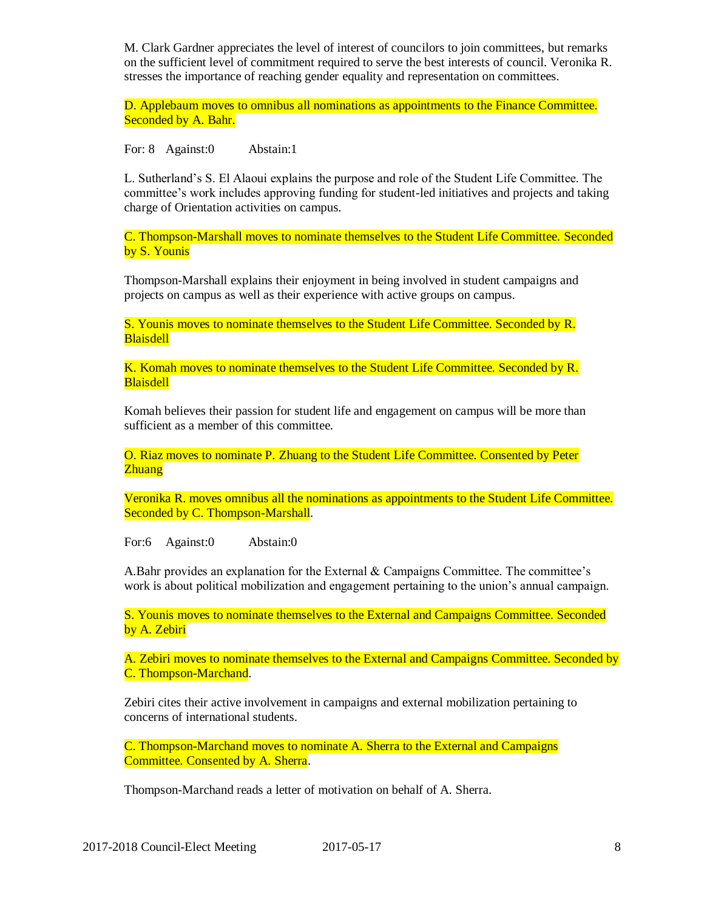M. Clark Gardner appreciates the level of interest of councilors to join committees, but remarks on the sufficient level of commitment required to serve the best interests of council. Veronika R. stresses the importance of reaching gender equality and representation on committees.

D. Applebaum moves to omnibus all nominations as appointments to the Finance Committee. Seconded by A. Bahr.

For: 8 Against:0 Abstain:1

L. Sutherland's S. El Alaoui explains the purpose and role of the Student Life Committee. The committee's work includes approving funding for student-led initiatives and projects and taking charge of Orientation activities on campus.

C. Thompson-Marshall moves to nominate themselves to the Student Life Committee. Seconded by S. Younis

Thompson-Marshall explains their enjoyment in being involved in student campaigns and projects on campus as well as their experience with active groups on campus.

S. Younis moves to nominate themselves to the Student Life Committee. Seconded by R. Blaisdell

K. Komah moves to nominate themselves to the Student Life Committee. Seconded by R. Blaisdell

Komah believes their passion for student life and engagement on campus will be more than sufficient as a member of this committee.

O. Riaz moves to nominate P. Zhuang to the Student Life Committee. Consented by Peter Zhuang

Veronika R. moves omnibus all the nominations as appointments to the Student Life Committee. Seconded by C. Thompson-Marshall.

For:6 Against:0 Abstain:0

A.Bahr provides an explanation for the External & Campaigns Committee. The committee's work is about political mobilization and engagement pertaining to the union's annual campaign.

S. Younis moves to nominate themselves to the External and Campaigns Committee. Seconded by A. Zebiri

A. Zebiri moves to nominate themselves to the External and Campaigns Committee. Seconded by C. Thompson-Marchand.

Zebiri cites their active involvement in campaigns and external mobilization pertaining to concerns of international students.

C. Thompson-Marchand moves to nominate A. Sherra to the External and Campaigns Committee. Consented by A. Sherra.

Thompson-Marchand reads a letter of motivation on behalf of A. Sherra.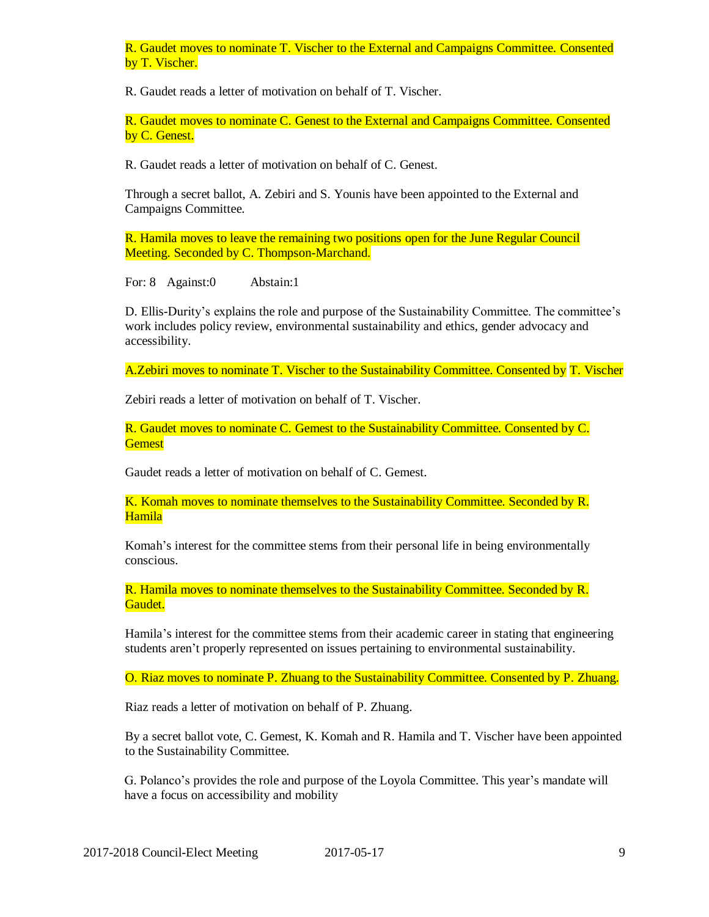R. Gaudet moves to nominate T. Vischer to the External and Campaigns Committee. Consented by T. Vischer.

R. Gaudet reads a letter of motivation on behalf of T. Vischer.

R. Gaudet moves to nominate C. Genest to the External and Campaigns Committee. Consented by C. Genest.

R. Gaudet reads a letter of motivation on behalf of C. Genest.

Through a secret ballot, A. Zebiri and S. Younis have been appointed to the External and Campaigns Committee.

R. Hamila moves to leave the remaining two positions open for the June Regular Council Meeting. Seconded by C. Thompson-Marchand.

For: 8 Against:0 Abstain:1

D. Ellis-Durity's explains the role and purpose of the Sustainability Committee. The committee's work includes policy review, environmental sustainability and ethics, gender advocacy and accessibility.

A.Zebiri moves to nominate T. Vischer to the Sustainability Committee. Consented by T. Vischer

Zebiri reads a letter of motivation on behalf of T. Vischer.

R. Gaudet moves to nominate C. Gemest to the Sustainability Committee. Consented by C. Gemest

Gaudet reads a letter of motivation on behalf of C. Gemest.

K. Komah moves to nominate themselves to the Sustainability Committee. Seconded by R. Hamila

Komah's interest for the committee stems from their personal life in being environmentally conscious.

R. Hamila moves to nominate themselves to the Sustainability Committee. Seconded by R. Gaudet.

Hamila's interest for the committee stems from their academic career in stating that engineering students aren't properly represented on issues pertaining to environmental sustainability.

O. Riaz moves to nominate P. Zhuang to the Sustainability Committee. Consented by P. Zhuang.

Riaz reads a letter of motivation on behalf of P. Zhuang.

By a secret ballot vote, C. Gemest, K. Komah and R. Hamila and T. Vischer have been appointed to the Sustainability Committee.

G. Polanco's provides the role and purpose of the Loyola Committee. This year's mandate will have a focus on accessibility and mobility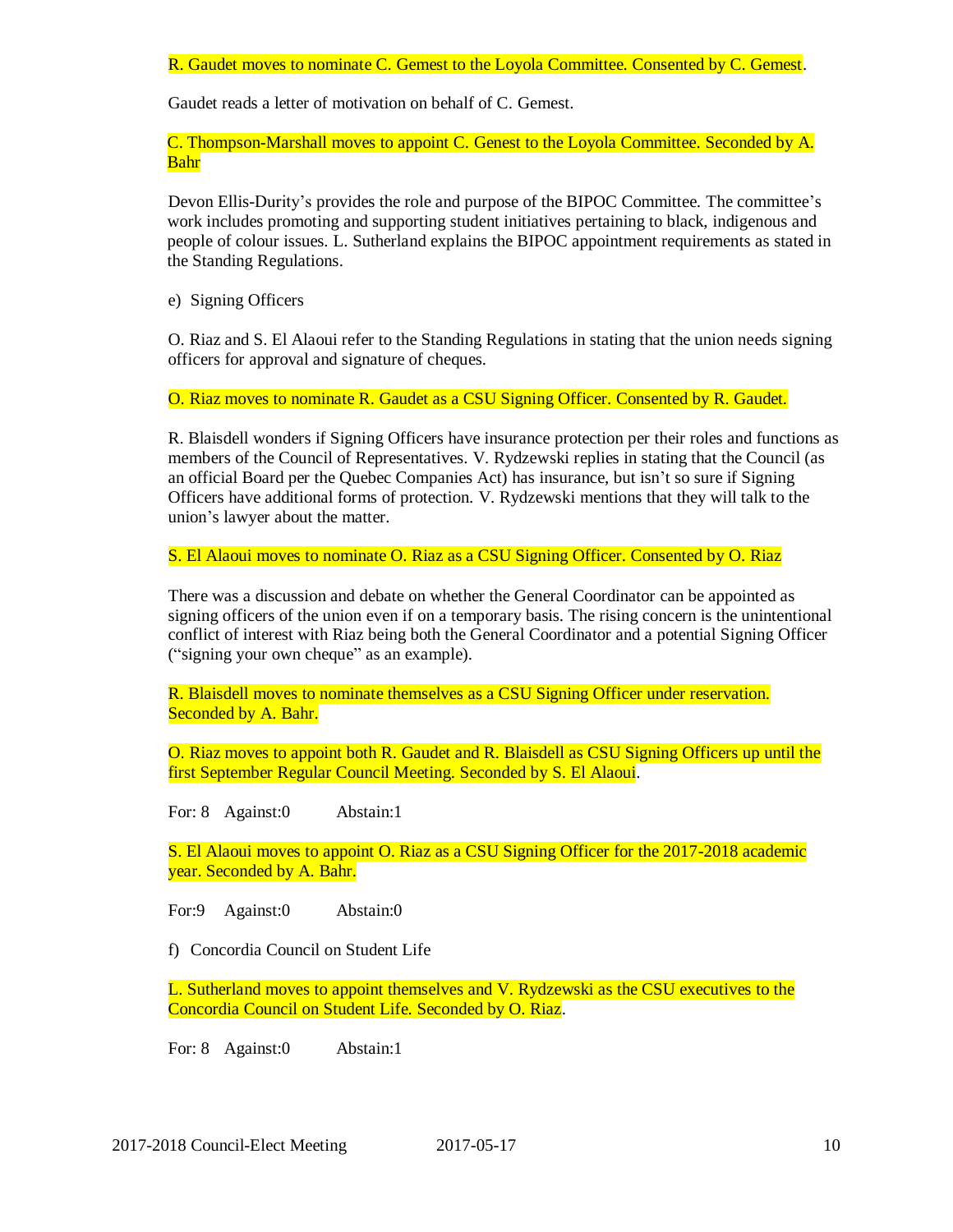R. Gaudet moves to nominate C. Gemest to the Loyola Committee. Consented by C. Gemest.

Gaudet reads a letter of motivation on behalf of C. Gemest.

C. Thompson-Marshall moves to appoint C. Genest to the Loyola Committee. Seconded by A. Bahr

Devon Ellis-Durity's provides the role and purpose of the BIPOC Committee. The committee's work includes promoting and supporting student initiatives pertaining to black, indigenous and people of colour issues. L. Sutherland explains the BIPOC appointment requirements as stated in the Standing Regulations.

e) Signing Officers

O. Riaz and S. El Alaoui refer to the Standing Regulations in stating that the union needs signing officers for approval and signature of cheques.

O. Riaz moves to nominate R. Gaudet as a CSU Signing Officer. Consented by R. Gaudet.

R. Blaisdell wonders if Signing Officers have insurance protection per their roles and functions as members of the Council of Representatives. V. Rydzewski replies in stating that the Council (as an official Board per the Quebec Companies Act) has insurance, but isn't so sure if Signing Officers have additional forms of protection. V. Rydzewski mentions that they will talk to the union's lawyer about the matter.

S. El Alaoui moves to nominate O. Riaz as a CSU Signing Officer. Consented by O. Riaz

There was a discussion and debate on whether the General Coordinator can be appointed as signing officers of the union even if on a temporary basis. The rising concern is the unintentional conflict of interest with Riaz being both the General Coordinator and a potential Signing Officer ("signing your own cheque" as an example).

R. Blaisdell moves to nominate themselves as a CSU Signing Officer under reservation. Seconded by A. Bahr.

O. Riaz moves to appoint both R. Gaudet and R. Blaisdell as CSU Signing Officers up until the first September Regular Council Meeting. Seconded by S. El Alaoui.

For: 8 Against:0 Abstain:1

S. El Alaoui moves to appoint O. Riaz as a CSU Signing Officer for the 2017-2018 academic year. Seconded by A. Bahr.

For:9 Against:0 Abstain:0

f) Concordia Council on Student Life

L. Sutherland moves to appoint themselves and V. Rydzewski as the CSU executives to the Concordia Council on Student Life. Seconded by O. Riaz.

For: 8 Against:0 Abstain:1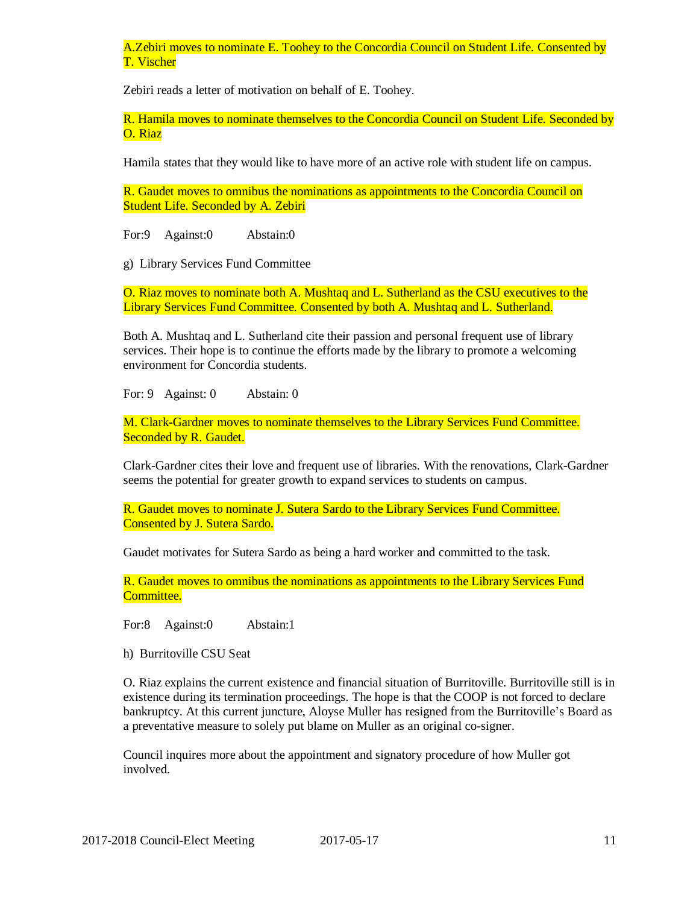A.Zebiri moves to nominate E. Toohey to the Concordia Council on Student Life. Consented by T. Vischer

Zebiri reads a letter of motivation on behalf of E. Toohey.

R. Hamila moves to nominate themselves to the Concordia Council on Student Life. Seconded by O. Riaz

Hamila states that they would like to have more of an active role with student life on campus.

R. Gaudet moves to omnibus the nominations as appointments to the Concordia Council on Student Life. Seconded by A. Zebiri

For:9 Against:0 Abstain:0

g) Library Services Fund Committee

O. Riaz moves to nominate both A. Mushtaq and L. Sutherland as the CSU executives to the Library Services Fund Committee. Consented by both A. Mushtaq and L. Sutherland.

Both A. Mushtaq and L. Sutherland cite their passion and personal frequent use of library services. Their hope is to continue the efforts made by the library to promote a welcoming environment for Concordia students.

For: 9 Against: 0 Abstain: 0

M. Clark-Gardner moves to nominate themselves to the Library Services Fund Committee. Seconded by R. Gaudet.

Clark-Gardner cites their love and frequent use of libraries. With the renovations, Clark-Gardner seems the potential for greater growth to expand services to students on campus.

R. Gaudet moves to nominate J. Sutera Sardo to the Library Services Fund Committee. Consented by J. Sutera Sardo.

Gaudet motivates for Sutera Sardo as being a hard worker and committed to the task.

R. Gaudet moves to omnibus the nominations as appointments to the Library Services Fund Committee.

For:8 Against:0 Abstain:1

h) Burritoville CSU Seat

O. Riaz explains the current existence and financial situation of Burritoville. Burritoville still is in existence during its termination proceedings. The hope is that the COOP is not forced to declare bankruptcy. At this current juncture, Aloyse Muller has resigned from the Burritoville's Board as a preventative measure to solely put blame on Muller as an original co-signer.

Council inquires more about the appointment and signatory procedure of how Muller got involved.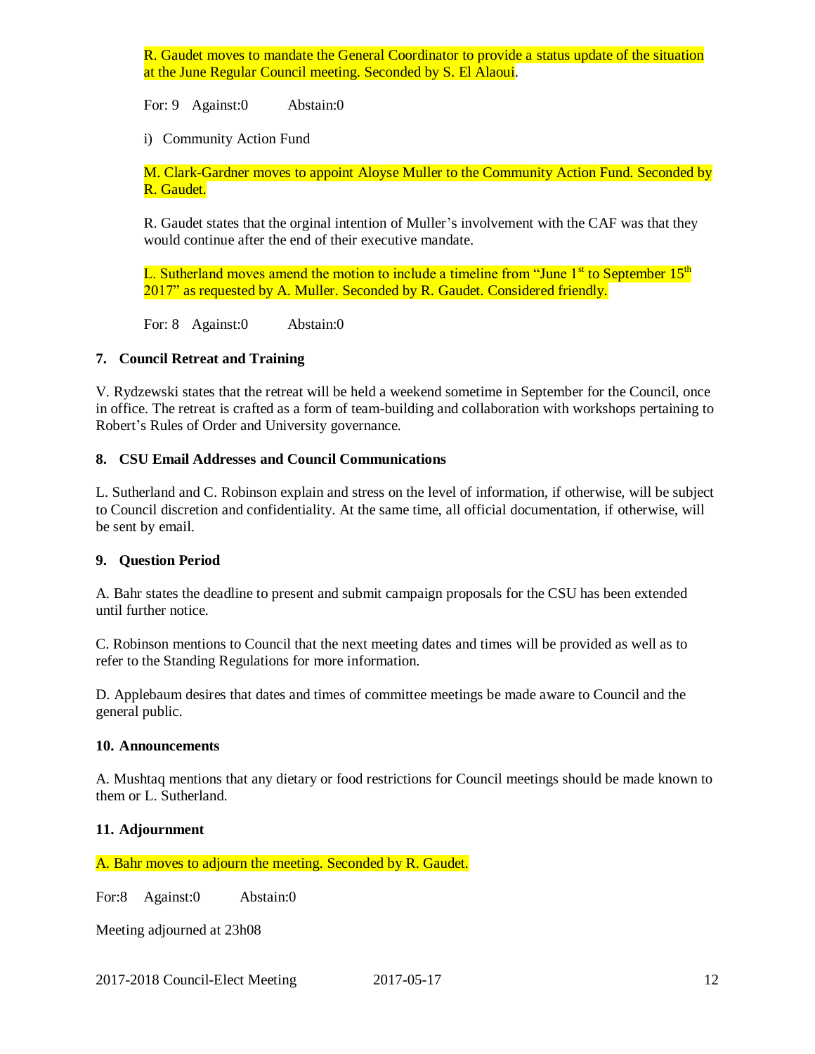R. Gaudet moves to mandate the General Coordinator to provide a status update of the situation at the June Regular Council meeting. Seconded by S. El Alaoui.

For: 9 Against:0 Abstain:0

i) Community Action Fund

M. Clark-Gardner moves to appoint Aloyse Muller to the Community Action Fund. Seconded by R. Gaudet.

R. Gaudet states that the orginal intention of Muller's involvement with the CAF was that they would continue after the end of their executive mandate.

L. Sutherland moves amend the motion to include a timeline from "June 1st to September 15th 2017" as requested by A. Muller. Seconded by R. Gaudet. Considered friendly.

For: 8 Against:0 Abstain:0

**7. Council Retreat and Training**

V. Rydzewski states that the retreat will be held a weekend sometime in September for the Council, once in office. The retreat is crafted as a form of team-building and collaboration with workshops pertaining to Robert's Rules of Order and University governance.

**8. CSU Email Addresses and Council Communications**

L. Sutherland and C. Robinson explain and stress on the level of information, if otherwise, will be subject to Council discretion and confidentiality. At the same time, all official documentation, if otherwise, will be sent by email.

**9. Question Period**

A. Bahr states the deadline to present and submit campaign proposals for the CSU has been extended until further notice.

C. Robinson mentions to Council that the next meeting dates and times will be provided as well as to refer to the Standing Regulations for more information.

D. Applebaum desires that dates and times of committee meetings be made aware to Council and the general public.

**10. Announcements**

A. Mushtaq mentions that any dietary or food restrictions for Council meetings should be made known to them or L. Sutherland.

**11. Adjournment**

A. Bahr moves to adjourn the meeting. Seconded by R. Gaudet.

For:8 Against:0 Abstain:0

Meeting adjourned at 23h08